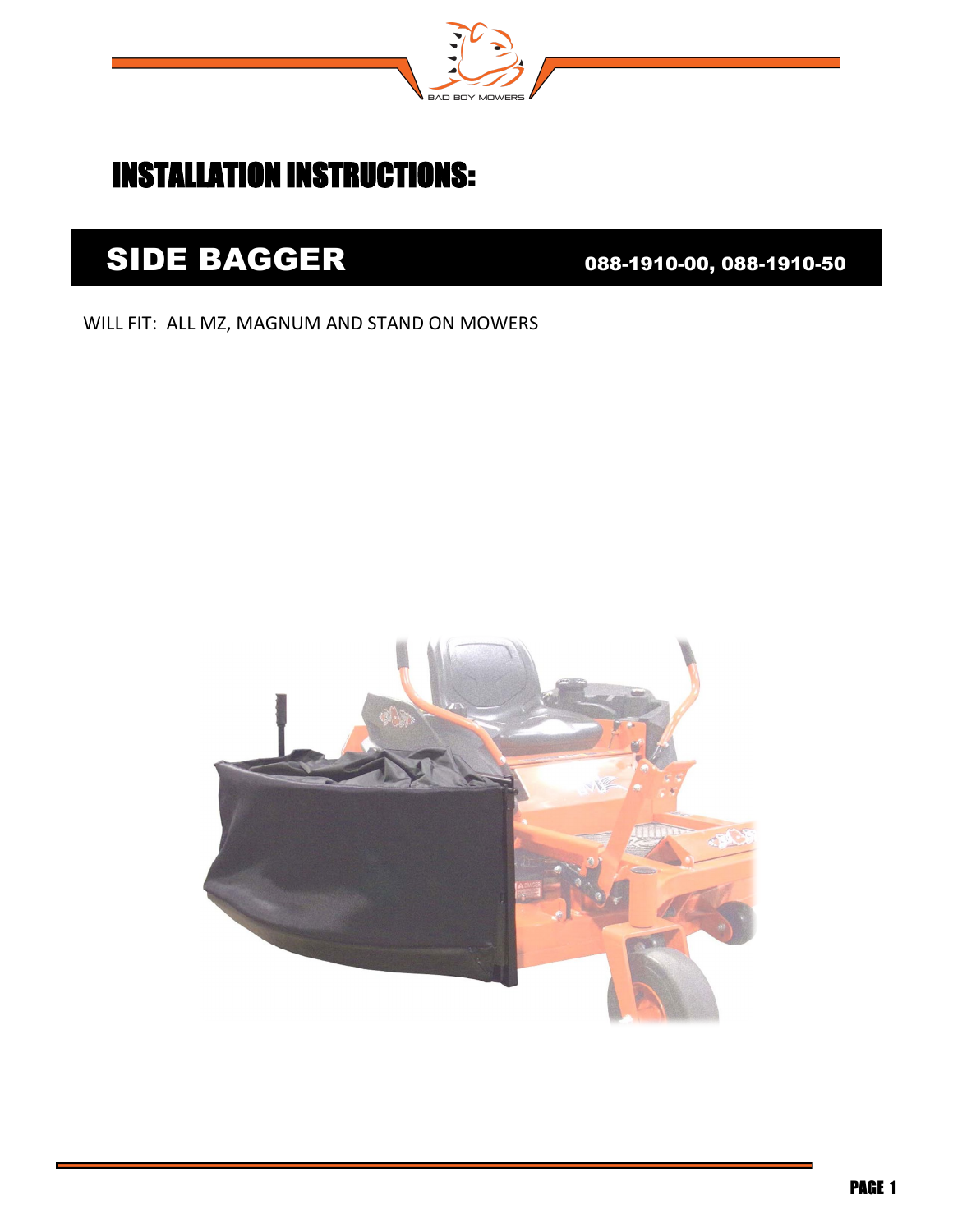# INSTALLATION INSTRUCTIONS:

## SIDE BAGGER

088-1910-00, 088-1910-50

WILL FIT: ALL MZ, MAGNUM AND STAND ON MOWERS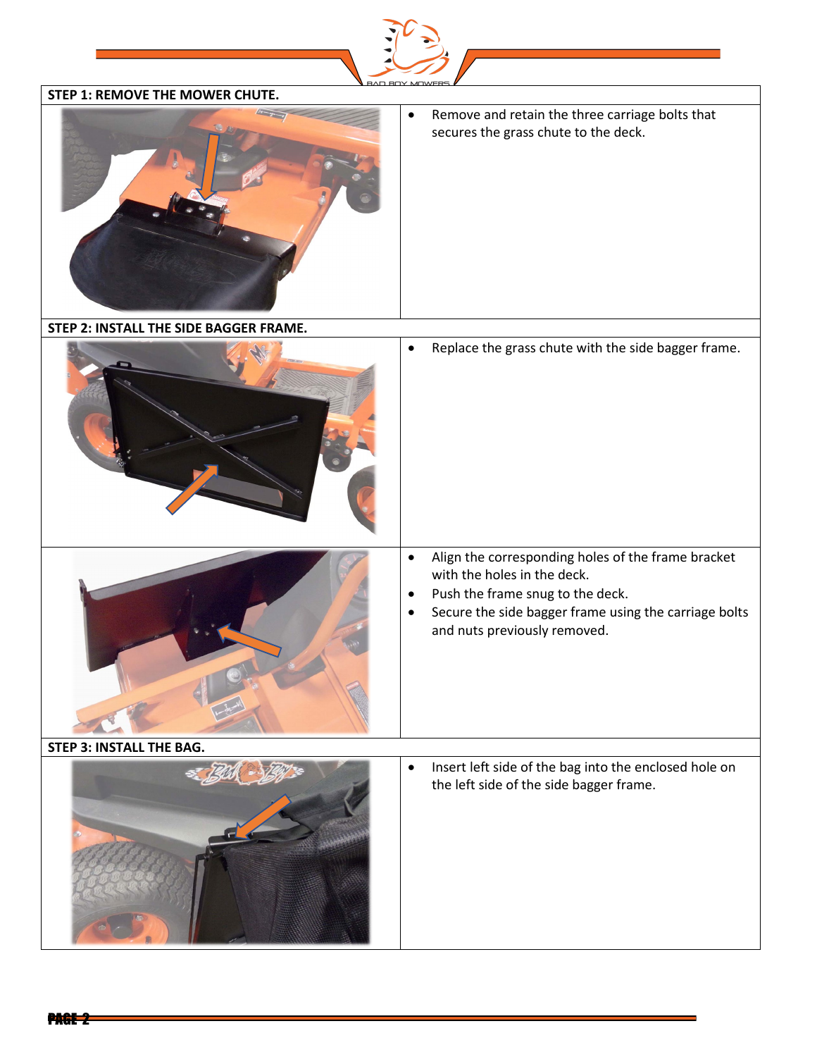## STEP 1: REMOVE THE MOWER CHUTE.

- Remove and retain the three carriage bolts that secures the grass chute to the deck.

## STEP 2: INSTALL THE SIDE BAGGER FRAME.

- Replace the grass chute with the side bagger frame.

- Align the corresponding holes of the frame bracket with the holes in the deck.
- Push the frame snug to the deck.
- Secure the side bagger frame using the carriage bolts and nuts previously removed.

## STEP 3: INSTALL THE BAG.

- Insert left side of the bag into the enclosed hole on the left side of the side bagger frame.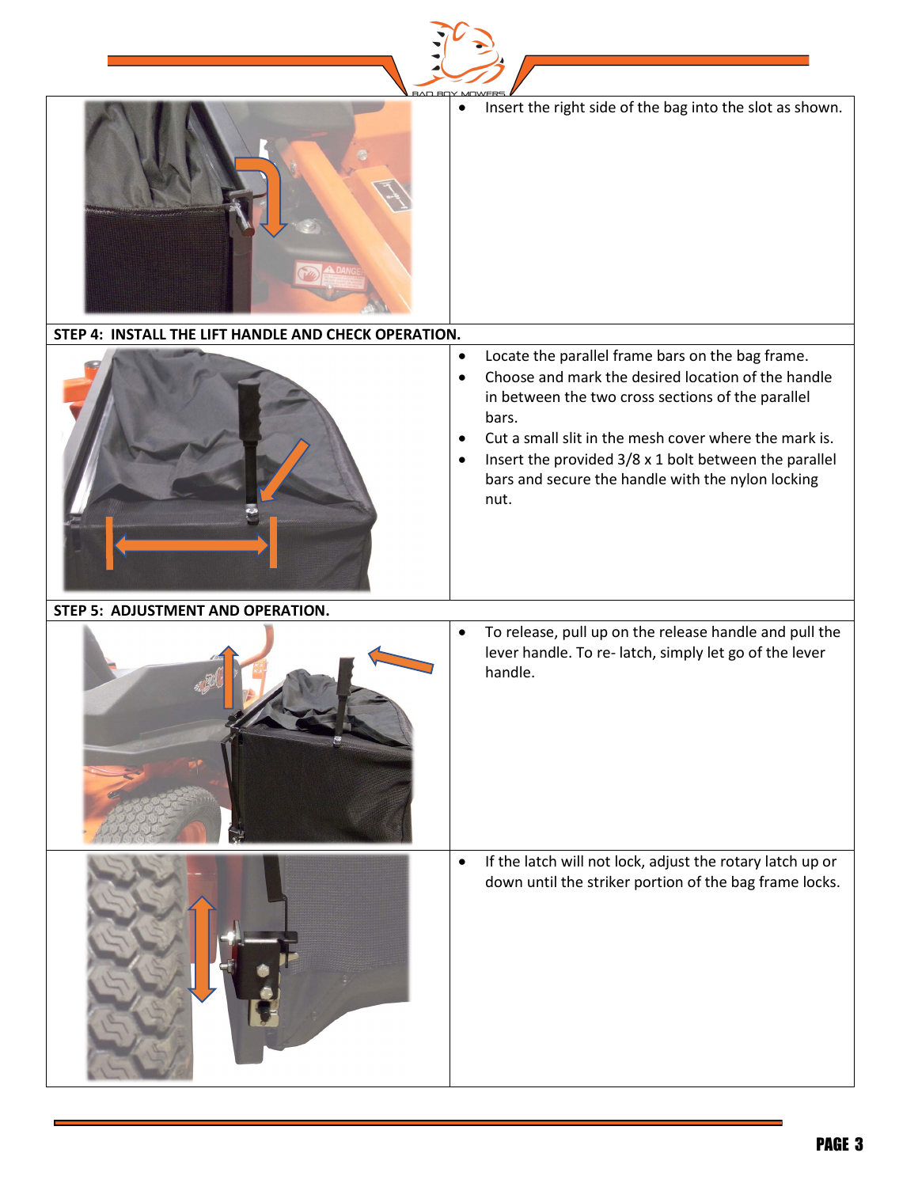- Insert the right side of the bag into the slot as shown.

**STEP 4: INSTALL THE LIFT HANDLE AND CHECK OPERATION.**

- Locate the parallel frame bars on the bag frame.
- Choose and mark the desired location of the handle in between the two cross sections of the parallel bars.
- Cut a small slit in the mesh cover where the mark is.
- Insert the provided 3/8 x 1 bolt between the parallel bars and secure the handle with the nylon locking nut.

**STEP 5: ADJUSTMENT AND OPERATION.**

- To release, pull up on the release handle and pull the lever handle. To re- latch, simply let go of the lever handle.

- If the latch will not lock, adjust the rotary latch up or down until the striker portion of the bag frame locks.